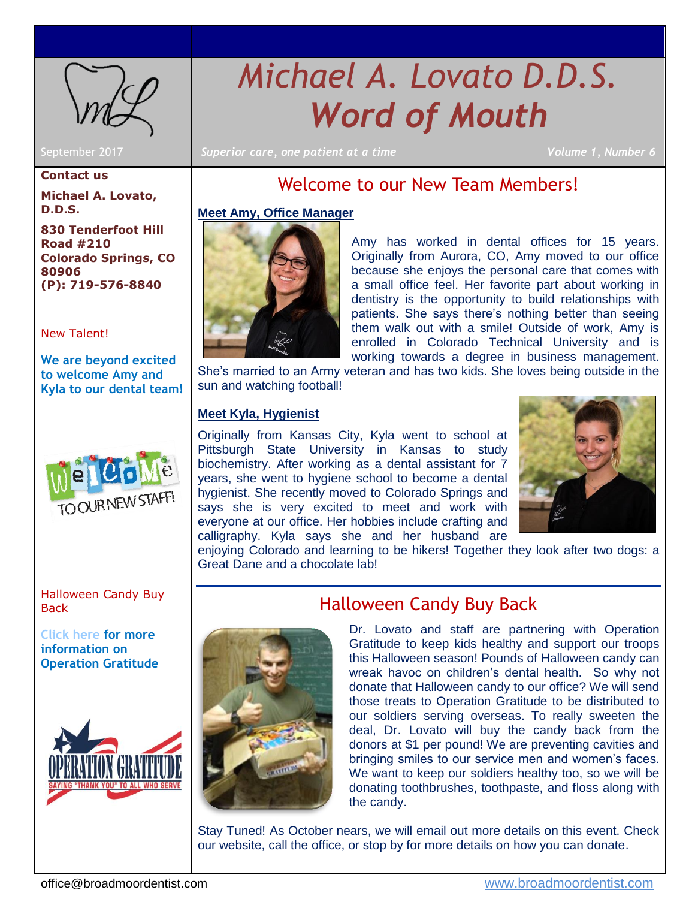# Michael A. Lovato D.D.S.
# *Word of Mouth*

September 2017

*Superior care, one patient at a time*

*Volume 1, Number 6*

**Contact us**

**Michael A. Lovato, D.D.S.**

**830 Tenderfoot Hill Road #210**
**Colorado Springs, CO 80906**
**(P): 719-576-8840**

New Talent!

**We are beyond excited to welcome Amy and Kyla to our dental team!**

Halloween Candy Buy Back

**Click here for more information on Operation Gratitude**

## Welcome to our New Team Members!

**Meet Amy, Office Manager**

Amy has worked in dental offices for 15 years. Originally from Aurora, CO, Amy moved to our office because she enjoys the personal care that comes with a small office feel. Her favorite part about working in dentistry is the opportunity to build relationships with patients. She says there's nothing better than seeing them walk out with a smile! Outside of work, Amy is enrolled in Colorado Technical University and is working towards a degree in business management. She's married to an Army veteran and has two kids. She loves being outside in the sun and watching football!

**Meet Kyla, Hygienist**

Originally from Kansas City, Kyla went to school at Pittsburgh State University in Kansas to study biochemistry. After working as a dental assistant for 7 years, she went to hygiene school to become a dental hygienist. She recently moved to Colorado Springs and says she is very excited to meet and work with everyone at our office. Her hobbies include crafting and calligraphy. Kyla says she and her husband are enjoying Colorado and learning to be hikers! Together they look after two dogs: a Great Dane and a chocolate lab!

## Halloween Candy Buy Back

Dr. Lovato and staff are partnering with Operation Gratitude to keep kids healthy and support our troops this Halloween season! Pounds of Halloween candy can wreak havoc on children's dental health. So why not donate that Halloween candy to our office? We will send those treats to Operation Gratitude to be distributed to our soldiers serving overseas. To really sweeten the deal, Dr. Lovato will buy the candy back from the donors at $1 per pound! We are preventing cavities and bringing smiles to our service men and women's faces. We want to keep our soldiers healthy too, so we will be donating toothbrushes, toothpaste, and floss along with the candy.

Stay Tuned! As October nears, we will email out more details on this event. Check our website, call the office, or stop by for more details on how you can donate.

office@broadmoordentist.com www.broadmoordentist.com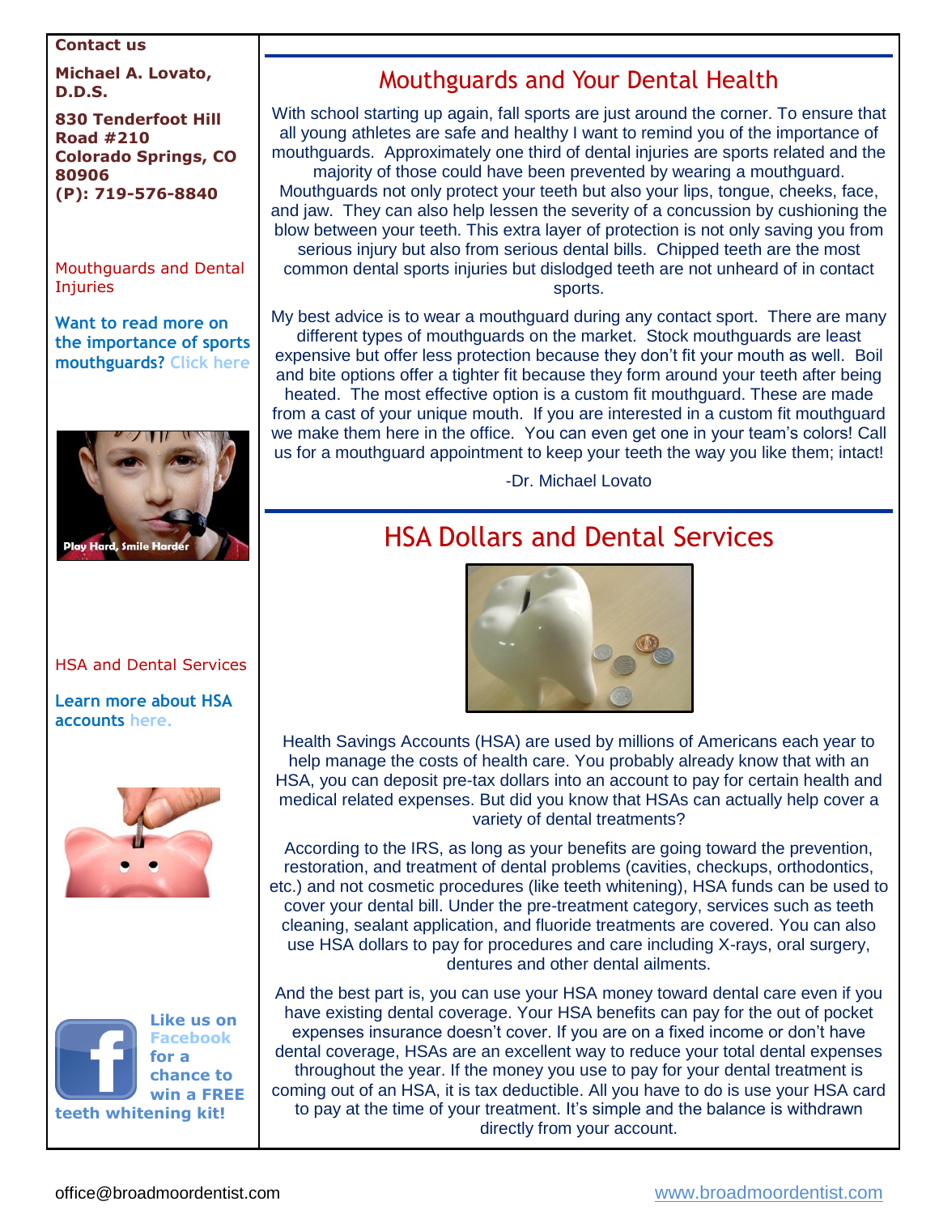**Contact us**

**Michael A. Lovato, D.D.S.**

**830 Tenderfoot Hill Road #210**
**Colorado Springs, CO 80906**
**(P): 719-576-8840**

Mouthguards and Dental Injuries

**Want to read more on the importance of sports mouthguards? Click here**

Play Hard, Smile Harder

HSA and Dental Services

**Learn more about HSA accounts here.**

**Like us on Facebook for a chance to win a FREE teeth whitening kit!**

## Mouthguards and Your Dental Health

With school starting up again, fall sports are just around the corner. To ensure that all young athletes are safe and healthy I want to remind you of the importance of mouthguards. Approximately one third of dental injuries are sports related and the majority of those could have been prevented by wearing a mouthguard. Mouthguards not only protect your teeth but also your lips, tongue, cheeks, face, and jaw. They can also help lessen the severity of a concussion by cushioning the blow between your teeth. This extra layer of protection is not only saving you from serious injury but also from serious dental bills. Chipped teeth are the most common dental sports injuries but dislodged teeth are not unheard of in contact sports.

My best advice is to wear a mouthguard during any contact sport. There are many different types of mouthguards on the market. Stock mouthguards are least expensive but offer less protection because they don't fit your mouth as well. Boil and bite options offer a tighter fit because they form around your teeth after being heated. The most effective option is a custom fit mouthguard. These are made from a cast of your unique mouth. If you are interested in a custom fit mouthguard we make them here in the office. You can even get one in your team's colors! Call us for a mouthguard appointment to keep your teeth the way you like them; intact!

-Dr. Michael Lovato

## HSA Dollars and Dental Services

Health Savings Accounts (HSA) are used by millions of Americans each year to help manage the costs of health care. You probably already know that with an HSA, you can deposit pre-tax dollars into an account to pay for certain health and medical related expenses. But did you know that HSAs can actually help cover a variety of dental treatments?

According to the IRS, as long as your benefits are going toward the prevention, restoration, and treatment of dental problems (cavities, checkups, orthodontics, etc.) and not cosmetic procedures (like teeth whitening), HSA funds can be used to cover your dental bill. Under the pre-treatment category, services such as teeth cleaning, sealant application, and fluoride treatments are covered. You can also use HSA dollars to pay for procedures and care including X-rays, oral surgery, dentures and other dental ailments.

And the best part is, you can use your HSA money toward dental care even if you have existing dental coverage. Your HSA benefits can pay for the out of pocket expenses insurance doesn't cover. If you are on a fixed income or don't have dental coverage, HSAs are an excellent way to reduce your total dental expenses throughout the year. If the money you use to pay for your dental treatment is coming out of an HSA, it is tax deductible. All you have to do is use your HSA card to pay at the time of your treatment. It's simple and the balance is withdrawn directly from your account.

office@broadmoordentist.com www.broadmoordentist.com